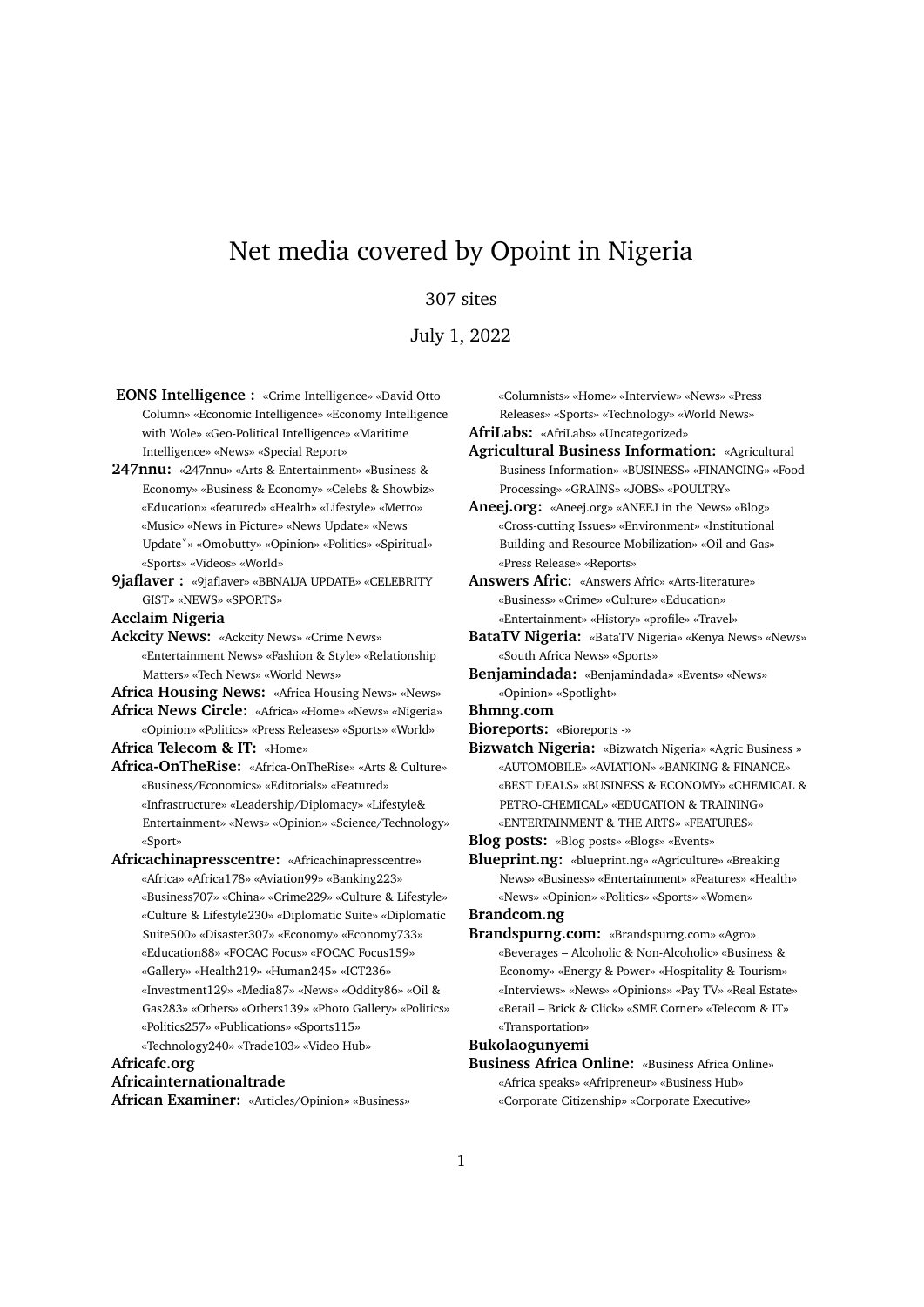# Net media covered by Opoint in Nigeria

307 sites

July 1, 2022

**EONS Intelligence :** «Crime Intelligence» «David Otto Column» «Economic Intelligence» «Economy Intelligence with Wole» «Geo-Political Intelligence» «Maritime Intelligence» «News» «Special Report»

**247nnu:** «247nnu» «Arts & Entertainment» «Business & Economy» «Business & Economy» «Celebs & Showbiz» «Education» «featured» «Health» «Lifestyle» «Metro» «Music» «News in Picture» «News Update» «News Update˘» «Omobutty» «Opinion» «Politics» «Spiritual» «Sports» «Videos» «World»

**9jaflaver :** «9jaflaver» «BBNAIJA UPDATE» «CELEBRITY GIST» «NEWS» «SPORTS»

**Acclaim Nigeria**

**Ackcity News:** «Ackcity News» «Crime News» «Entertainment News» «Fashion & Style» «Relationship Matters» «Tech News» «World News»

**Africa Housing News:** «Africa Housing News» «News»

**Africa News Circle:** «Africa» «Home» «News» «Nigeria» «Opinion» «Politics» «Press Releases» «Sports» «World»

**Africa Telecom & IT:** «Home»

**Africa-OnTheRise:** «Africa-OnTheRise» «Arts & Culture» «Business/Economics» «Editorials» «Featured» «Infrastructure» «Leadership/Diplomacy» «Lifestyle& Entertainment» «News» «Opinion» «Science/Technology» «Sport»

**Africachinapresscentre:** «Africachinapresscentre» «Africa» «Africa178» «Aviation99» «Banking223» «Business707» «China» «Crime229» «Culture & Lifestyle» «Culture & Lifestyle230» «Diplomatic Suite» «Diplomatic Suite500» «Disaster307» «Economy» «Economy733» «Education88» «FOCAC Focus» «FOCAC Focus159» «Gallery» «Health219» «Human245» «ICT236» «Investment129» «Media87» «News» «Oddity86» «Oil & Gas283» «Others» «Others139» «Photo Gallery» «Politics» «Politics257» «Publications» «Sports115» «Technology240» «Trade103» «Video Hub»

**Africafc.org**

**Africainternationaltrade**

**African Examiner:** «Articles/Opinion» «Business» «Columnists» «Home» «Interview» «News» «Press Releases» «Sports» «Technology» «World News»

**AfriLabs:** «AfriLabs» «Uncategorized»

**Agricultural Business Information:** «Agricultural Business Information» «BUSINESS» «FINANCING» «Food Processing» «GRAINS» «JOBS» «POULTRY»

**Aneej.org:** «Aneej.org» «ANEEJ in the News» «Blog» «Cross-cutting Issues» «Environment» «Institutional Building and Resource Mobilization» «Oil and Gas» «Press Release» «Reports»

**Answers Afric:** «Answers Afric» «Arts-literature» «Business» «Crime» «Culture» «Education» «Entertainment» «History» «profile» «Travel»

**BataTV Nigeria:** «BataTV Nigeria» «Kenya News» «News» «South Africa News» «Sports»

**Benjamindada:** «Benjamindada» «Events» «News» «Opinion» «Spotlight»

**Bhmng.com**

**Bioreports:** «Bioreports -»

**Bizwatch Nigeria:** «Bizwatch Nigeria» «Agric Business » «AUTOMOBILE» «AVIATION» «BANKING & FINANCE» «BEST DEALS» «BUSINESS & ECONOMY» «CHEMICAL & PETRO-CHEMICAL» «EDUCATION & TRAINING» «ENTERTAINMENT & THE ARTS» «FEATURES»

**Blog posts:** «Blog posts» «Blogs» «Events»

**Blueprint.ng:** «blueprint.ng» «Agriculture» «Breaking News» «Business» «Entertainment» «Features» «Health» «News» «Opinion» «Politics» «Sports» «Women»

**Brandcom.ng**

**Brandspurng.com:** «Brandspurng.com» «Agro» «Beverages – Alcoholic & Non-Alcoholic» «Business & Economy» «Energy & Power» «Hospitality & Tourism» «Interviews» «News» «Opinions» «Pay TV» «Real Estate» «Retail – Brick & Click» «SME Corner» «Telecom & IT» «Transportation»

**Bukolaogunyemi**

**Business Africa Online:** «Business Africa Online» «Africa speaks» «Afripreneur» «Business Hub» «Corporate Citizenship» «Corporate Executive»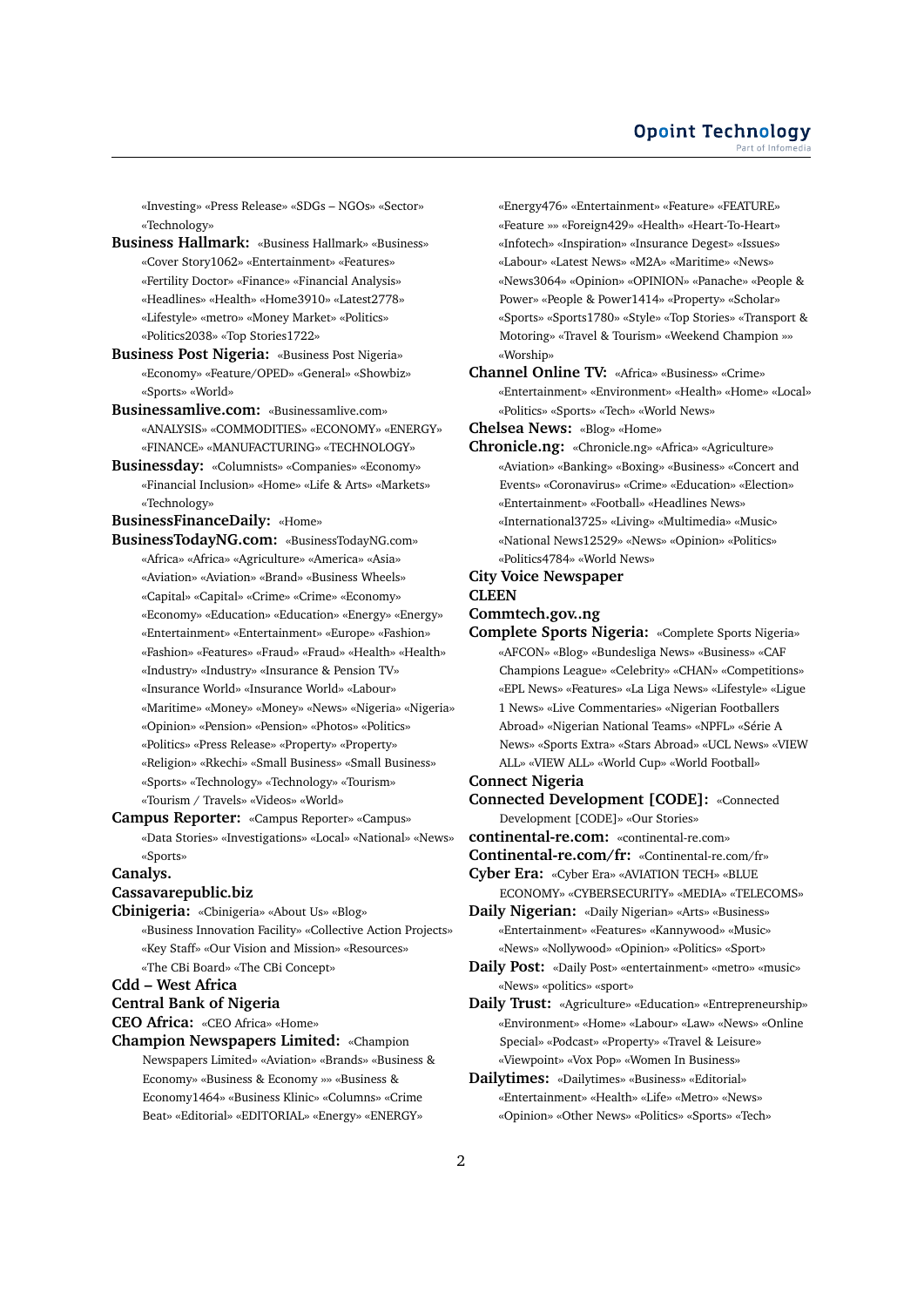«Investing» «Press Release» «SDGs – NGOs» «Sector» «Technology»

**Business Hallmark:** «Business Hallmark» «Business» «Cover Story1062» «Entertainment» «Features» «Fertility Doctor» «Finance» «Financial Analysis» «Headlines» «Health» «Home3910» «Latest2778» «Lifestyle» «metro» «Money Market» «Politics» «Politics2038» «Top Stories1722»

**Business Post Nigeria:** «Business Post Nigeria» «Economy» «Feature/OPED» «General» «Showbiz» «Sports» «World»

**Businessamlive.com:** «Businessamlive.com» «ANALYSIS» «COMMODITIES» «ECONOMY» «ENERGY» «FINANCE» «MANUFACTURING» «TECHNOLOGY»

**Businessday:** «Columnists» «Companies» «Economy» «Financial Inclusion» «Home» «Life & Arts» «Markets» «Technology»

**BusinessFinanceDaily:** «Home»

**BusinessTodayNG.com:** «BusinessTodayNG.com» «Africa» «Africa» «Agriculture» «America» «Asia» «Aviation» «Aviation» «Brand» «Business Wheels» «Capital» «Capital» «Crime» «Crime» «Economy» «Economy» «Education» «Education» «Energy» «Energy» «Entertainment» «Entertainment» «Europe» «Fashion» «Fashion» «Features» «Fraud» «Fraud» «Health» «Health» «Industry» «Industry» «Insurance & Pension TV» «Insurance World» «Insurance World» «Labour» «Maritime» «Money» «Money» «News» «Nigeria» «Nigeria» «Opinion» «Pension» «Pension» «Photos» «Politics» «Politics» «Press Release» «Property» «Property» «Religion» «Rkechi» «Small Business» «Small Business» «Sports» «Technology» «Technology» «Tourism» «Tourism / Travels» «Videos» «World»

**Campus Reporter:** «Campus Reporter» «Campus» «Data Stories» «Investigations» «Local» «National» «News» «Sports»

**Canalys.**

**Cassavarepublic.biz**

**Cbinigeria:** «Cbinigeria» «About Us» «Blog» «Business Innovation Facility» «Collective Action Projects» «Key Staff» «Our Vision and Mission» «Resources» «The CBi Board» «The CBi Concept»

**Cdd – West Africa**

**Central Bank of Nigeria**

**CEO Africa:** «CEO Africa» «Home»

**Champion Newspapers Limited:** «Champion Newspapers Limited» «Aviation» «Brands» «Business & Economy» «Business & Economy »» «Business & Economy1464» «Business Klinic» «Columns» «Crime Beat» «Editorial» «EDITORIAL» «Energy» «ENERGY» «Energy476» «Entertainment» «Feature» «FEATURE» «Feature »» «Foreign429» «Health» «Heart-To-Heart» «Infotech» «Inspiration» «Insurance Degest» «Issues» «Labour» «Latest News» «M2A» «Maritime» «News» «News3064» «Opinion» «OPINION» «Panache» «People & Power» «People & Power1414» «Property» «Scholar» «Sports» «Sports1780» «Style» «Top Stories» «Transport & Motoring» «Travel & Tourism» «Weekend Champion »» «Worship»

**Channel Online TV:** «Africa» «Business» «Crime» «Entertainment» «Environment» «Health» «Home» «Local» «Politics» «Sports» «Tech» «World News»

**Chelsea News:** «Blog» «Home»

**Chronicle.ng:** «Chronicle.ng» «Africa» «Agriculture» «Aviation» «Banking» «Boxing» «Business» «Concert and Events» «Coronavirus» «Crime» «Education» «Election» «Entertainment» «Football» «Headlines News» «International3725» «Living» «Multimedia» «Music» «National News12529» «News» «Opinion» «Politics» «Politics4784» «World News»

**City Voice Newspaper**

**CLEEN**

**Commtech.gov..ng**

**Complete Sports Nigeria:** «Complete Sports Nigeria» «AFCON» «Blog» «Bundesliga News» «Business» «CAF Champions League» «Celebrity» «CHAN» «Competitions» «EPL News» «Features» «La Liga News» «Lifestyle» «Ligue 1 News» «Live Commentaries» «Nigerian Footballers Abroad» «Nigerian National Teams» «NPFL» «Série A News» «Sports Extra» «Stars Abroad» «UCL News» «VIEW ALL» «VIEW ALL» «World Cup» «World Football»

**Connect Nigeria**

**Connected Development [CODE]:** «Connected Development [CODE]» «Our Stories»

**continental-re.com:** «continental-re.com»

**Continental-re.com/fr:** «Continental-re.com/fr»

**Cyber Era:** «Cyber Era» «AVIATION TECH» «BLUE ECONOMY» «CYBERSECURITY» «MEDIA» «TELECOMS»

**Daily Nigerian:** «Daily Nigerian» «Arts» «Business» «Entertainment» «Features» «Kannywood» «Music» «News» «Nollywood» «Opinion» «Politics» «Sport»

**Daily Post:** «Daily Post» «entertainment» «metro» «music» «News» «politics» «sport»

**Daily Trust:** «Agriculture» «Education» «Entrepreneurship» «Environment» «Home» «Labour» «Law» «News» «Online Special» «Podcast» «Property» «Travel & Leisure» «Viewpoint» «Vox Pop» «Women In Business»

**Dailytimes:** «Dailytimes» «Business» «Editorial» «Entertainment» «Health» «Life» «Metro» «News» «Opinion» «Other News» «Politics» «Sports» «Tech»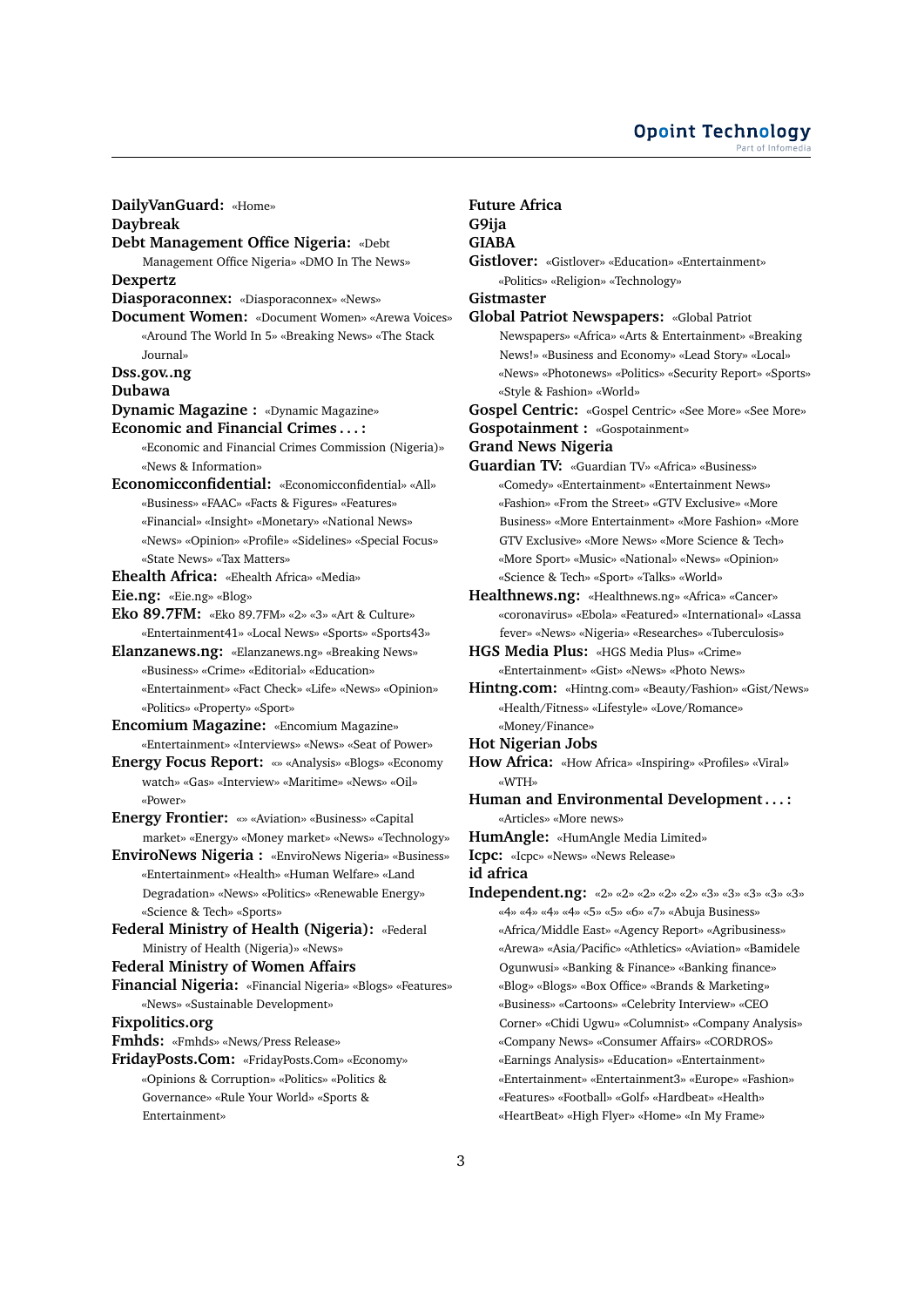**DailyVanGuard:** «Home»
**Daybreak**
**Debt Management Office Nigeria:** «Debt Management Office Nigeria» «DMO In The News»
**Dexpertz**
**Diasporaconnex:** «Diasporaconnex» «News»
**Document Women:** «Document Women» «Arewa Voices» «Around The World In 5» «Breaking News» «The Stack Journal»
**Dss.gov..ng**
**Dubawa**
**Dynamic Magazine :** «Dynamic Magazine»
**Economic and Financial Crimes . . . :** «Economic and Financial Crimes Commission (Nigeria)» «News & Information»
**Economicconfidential:** «Economicconfidential» «All» «Business» «FAAC» «Facts & Figures» «Features» «Financial» «Insight» «Monetary» «National News» «News» «Opinion» «Profile» «Sidelines» «Special Focus» «State News» «Tax Matters»
**Ehealth Africa:** «Ehealth Africa» «Media»
**Eie.ng:** «Eie.ng» «Blog»
**Eko 89.7FM:** «Eko 89.7FM» «2» «3» «Art & Culture» «Entertainment41» «Local News» «Sports» «Sports43»
**Elanzanews.ng:** «Elanzanews.ng» «Breaking News» «Business» «Crime» «Editorial» «Education» «Entertainment» «Fact Check» «Life» «News» «Opinion» «Politics» «Property» «Sport»
**Encomium Magazine:** «Encomium Magazine» «Entertainment» «Interviews» «News» «Seat of Power»
**Energy Focus Report:** «» «Analysis» «Blogs» «Economy watch» «Gas» «Interview» «Maritime» «News» «Oil» «Power»
**Energy Frontier:** «» «Aviation» «Business» «Capital market» «Energy» «Money market» «News» «Technology»
**EnviroNews Nigeria :** «EnviroNews Nigeria» «Business» «Entertainment» «Health» «Human Welfare» «Land Degradation» «News» «Politics» «Renewable Energy» «Science & Tech» «Sports»
**Federal Ministry of Health (Nigeria):** «Federal Ministry of Health (Nigeria)» «News»
**Federal Ministry of Women Affairs**
**Financial Nigeria:** «Financial Nigeria» «Blogs» «Features» «News» «Sustainable Development»
**Fixpolitics.org**
**Fmhds:** «Fmhds» «News/Press Release»
**FridayPosts.Com:** «FridayPosts.Com» «Economy» «Opinions & Corruption» «Politics» «Politics & Governance» «Rule Your World» «Sports & Entertainment»
**Future Africa**
**G9ija**
**GIABA**
**Gistlover:** «Gistlover» «Education» «Entertainment» «Politics» «Religion» «Technology»
**Gistmaster**
**Global Patriot Newspapers:** «Global Patriot Newspapers» «Africa» «Arts & Entertainment» «Breaking News!» «Business and Economy» «Lead Story» «Local» «News» «Photonews» «Politics» «Security Report» «Sports» «Style & Fashion» «World»
**Gospel Centric:** «Gospel Centric» «See More» «See More»
**Gospotainment :** «Gospotainment»
**Grand News Nigeria**
**Guardian TV:** «Guardian TV» «Africa» «Business» «Comedy» «Entertainment» «Entertainment News» «Fashion» «From the Street» «GTV Exclusive» «More Business» «More Entertainment» «More Fashion» «More GTV Exclusive» «More News» «More Science & Tech» «More Sport» «Music» «National» «News» «Opinion» «Science & Tech» «Sport» «Talks» «World»
**Healthnews.ng:** «Healthnews.ng» «Africa» «Cancer» «coronavirus» «Ebola» «Featured» «International» «Lassa fever» «News» «Nigeria» «Researches» «Tuberculosis»
**HGS Media Plus:** «HGS Media Plus» «Crime» «Entertainment» «Gist» «News» «Photo News»
**Hintng.com:** «Hintng.com» «Beauty/Fashion» «Gist/News» «Health/Fitness» «Lifestyle» «Love/Romance» «Money/Finance»
**Hot Nigerian Jobs**
**How Africa:** «How Africa» «Inspiring» «Profiles» «Viral» «WTH»
**Human and Environmental Development . . . :** «Articles» «More news»
**HumAngle:** «HumAngle Media Limited»
**Icpc:** «Icpc» «News» «News Release»
**id africa**
**Independent.ng:** «2» «2» «2» «2» «2» «3» «3» «3» «3» «3» «4» «4» «4» «4» «5» «5» «6» «7» «Abuja Business» «Africa/Middle East» «Agency Report» «Agribusiness» «Arewa» «Asia/Pacific» «Athletics» «Aviation» «Bamidele Ogunwusi» «Banking & Finance» «Banking finance» «Blog» «Blogs» «Box Office» «Brands & Marketing» «Business» «Cartoons» «Celebrity Interview» «CEO Corner» «Chidi Ugwu» «Columnist» «Company Analysis» «Company News» «Consumer Affairs» «CORDROS» «Earnings Analysis» «Education» «Entertainment» «Entertainment» «Entertainment3» «Europe» «Fashion» «Features» «Football» «Golf» «Hardbeat» «Health» «HeartBeat» «High Flyer» «Home» «In My Frame»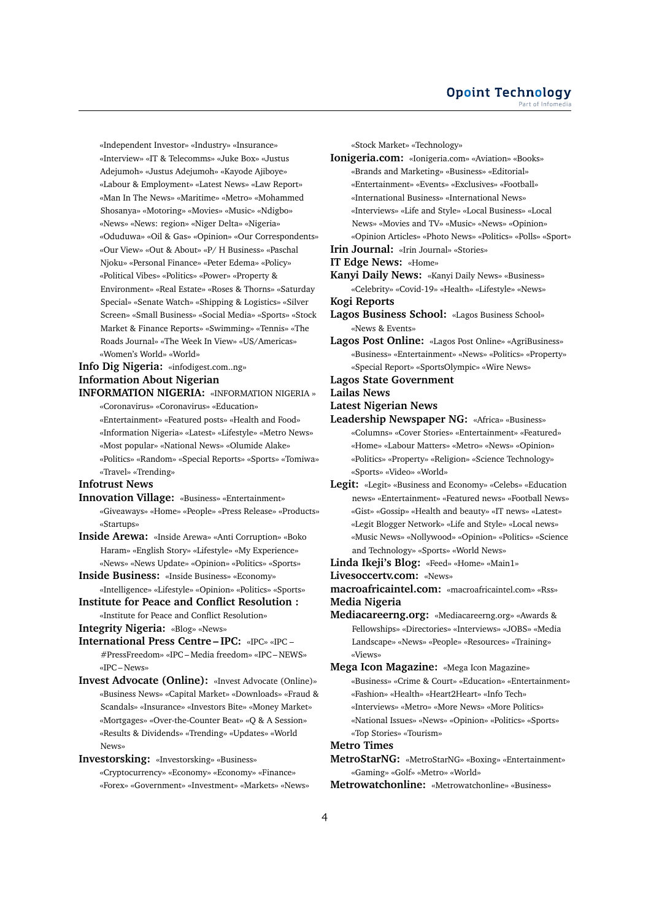«Independent Investor» «Industry» «Insurance» «Interview» «IT & Telecomms» «Juke Box» «Justus Adejumoh» «Justus Adejumoh» «Kayode Ajiboye» «Labour & Employment» «Latest News» «Law Report» «Man In The News» «Maritime» «Metro» «Mohammed Shosanya» «Motoring» «Movies» «Music» «Ndigbo» «News» «News: region» «Niger Delta» «Nigeria» «Oduduwa» «Oil & Gas» «Opinion» «Our Correspondents» «Our View» «Out & About» «P/ H Business» «Paschal Njoku» «Personal Finance» «Peter Edema» «Policy» «Political Vibes» «Politics» «Power» «Property & Environment» «Real Estate» «Roses & Thorns» «Saturday Special» «Senate Watch» «Shipping & Logistics» «Silver Screen» «Small Business» «Social Media» «Sports» «Stock Market & Finance Reports» «Swimming» «Tennis» «The Roads Journal» «The Week In View» «US/Americas» «Women's World» «World»

**Info Dig Nigeria:** «infodigest.com..ng»

**Information About Nigerian**

**INFORMATION NIGERIA:** «INFORMATION NIGERIA » «Coronavirus» «Coronavirus» «Education» «Entertainment» «Featured posts» «Health and Food» «Information Nigeria» «Latest» «Lifestyle» «Metro News» «Most popular» «National News» «Olumide Alake» «Politics» «Random» «Special Reports» «Sports» «Tomiwa» «Travel» «Trending»

**Infotrust News**

**Innovation Village:** «Business» «Entertainment» «Giveaways» «Home» «People» «Press Release» «Products» «Startups»

**Inside Arewa:** «Inside Arewa» «Anti Corruption» «Boko Haram» «English Story» «Lifestyle» «My Experience» «News» «News Update» «Opinion» «Politics» «Sports»

**Inside Business:** «Inside Business» «Economy» «Intelligence» «Lifestyle» «Opinion» «Politics» «Sports»

**Institute for Peace and Conflict Resolution :** «Institute for Peace and Conflict Resolution»

**Integrity Nigeria:** «Blog» «News»

**International Press Centre – IPC:** «IPC» «IPC – #PressFreedom» «IPC – Media freedom» «IPC – NEWS» «IPC – News»

**Invest Advocate (Online):** «Invest Advocate (Online)» «Business News» «Capital Market» «Downloads» «Fraud & Scandals» «Insurance» «Investors Bite» «Money Market» «Mortgages» «Over-the-Counter Beat» «Q & A Session» «Results & Dividends» «Trending» «Updates» «World News»

**Investorsking:** «Investorsking» «Business» «Cryptocurrency» «Economy» «Economy» «Finance» «Forex» «Government» «Investment» «Markets» «News» «Stock Market» «Technology»

**Ionigeria.com:** «Ionigeria.com» «Aviation» «Books» «Brands and Marketing» «Business» «Editorial» «Entertainment» «Events» «Exclusives» «Football» «International Business» «International News» «Interviews» «Life and Style» «Local Business» «Local News» «Movies and TV» «Music» «News» «Opinion» «Opinion Articles» «Photo News» «Politics» «Polls» «Sport»

**Irin Journal:** «Irin Journal» «Stories»

**IT Edge News:** «Home»

**Kanyi Daily News:** «Kanyi Daily News» «Business» «Celebrity» «Covid-19» «Health» «Lifestyle» «News»

**Kogi Reports**

**Lagos Business School:** «Lagos Business School» «News & Events»

**Lagos Post Online:** «Lagos Post Online» «AgriBusiness» «Business» «Entertainment» «News» «Politics» «Property» «Special Report» «SportsOlympic» «Wire News»

**Lagos State Government**

**Lailas News**

**Latest Nigerian News**

**Leadership Newspaper NG:** «Africa» «Business» «Columns» «Cover Stories» «Entertainment» «Featured» «Home» «Labour Matters» «Metro» «News» «Opinion» «Politics» «Property» «Religion» «Science Technology» «Sports» «Video» «World»

**Legit:** «Legit» «Business and Economy» «Celebs» «Education news» «Entertainment» «Featured news» «Football News» «Gist» «Gossip» «Health and beauty» «IT news» «Latest» «Legit Blogger Network» «Life and Style» «Local news» «Music News» «Nollywood» «Opinion» «Politics» «Science and Technology» «Sports» «World News»

**Linda Ikeji's Blog:** «Feed» «Home» «Main1»

**Livesoccertv.com:** «News»

**macroafricaintel.com:** «macroafricaintel.com» «Rss»

**Media Nigeria**

**Mediacareerng.org:** «Mediacareerng.org» «Awards & Fellowships» «Directories» «Interviews» «JOBS» «Media Landscape» «News» «People» «Resources» «Training» «Views»

**Mega Icon Magazine:** «Mega Icon Magazine» «Business» «Crime & Court» «Education» «Entertainment» «Fashion» «Health» «Heart2Heart» «Info Tech» «Interviews» «Metro» «More News» «More Politics» «National Issues» «News» «Opinion» «Politics» «Sports» «Top Stories» «Tourism»

**Metro Times**

**MetroStarNG:** «MetroStarNG» «Boxing» «Entertainment» «Gaming» «Golf» «Metro» «World»

**Metrowatchonline:** «Metrowatchonline» «Business»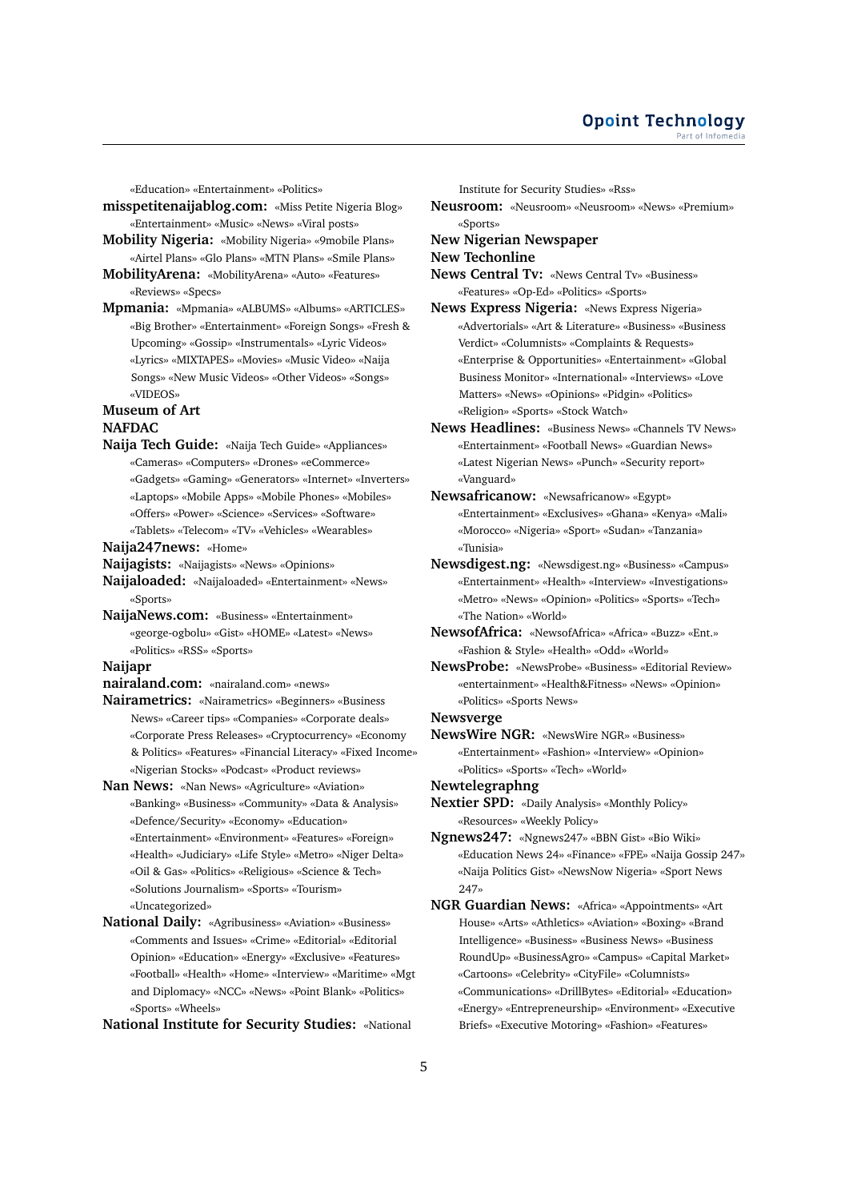«Education» «Entertainment» «Politics»

**misspetitenaijablog.com:** «Miss Petite Nigeria Blog» «Entertainment» «Music» «News» «Viral posts»

**Mobility Nigeria:** «Mobility Nigeria» «9mobile Plans» «Airtel Plans» «Glo Plans» «MTN Plans» «Smile Plans»

**MobilityArena:** «MobilityArena» «Auto» «Features» «Reviews» «Specs»

**Mpmania:** «Mpmania» «ALBUMS» «Albums» «ARTICLES» «Big Brother» «Entertainment» «Foreign Songs» «Fresh & Upcoming» «Gossip» «Instrumentals» «Lyric Videos» «Lyrics» «MIXTAPES» «Movies» «Music Video» «Naija Songs» «New Music Videos» «Other Videos» «Songs» «VIDEOS»

**Museum of Art**

**NAFDAC**

**Naija Tech Guide:** «Naija Tech Guide» «Appliances» «Cameras» «Computers» «Drones» «eCommerce» «Gadgets» «Gaming» «Generators» «Internet» «Inverters» «Laptops» «Mobile Apps» «Mobile Phones» «Mobiles» «Offers» «Power» «Science» «Services» «Software» «Tablets» «Telecom» «TV» «Vehicles» «Wearables»

**Naija247news:** «Home»

**Naijagists:** «Naijagists» «News» «Opinions»

**Naijaloaded:** «Naijaloaded» «Entertainment» «News» «Sports»

**NaijaNews.com:** «Business» «Entertainment» «george-ogbolu» «Gist» «HOME» «Latest» «News» «Politics» «RSS» «Sports»

**Naijapr**

**nairaland.com:** «nairaland.com» «news»

**Nairametrics:** «Nairametrics» «Beginners» «Business News» «Career tips» «Companies» «Corporate deals» «Corporate Press Releases» «Cryptocurrency» «Economy & Politics» «Features» «Financial Literacy» «Fixed Income» «Nigerian Stocks» «Podcast» «Product reviews»

**Nan News:** «Nan News» «Agriculture» «Aviation» «Banking» «Business» «Community» «Data & Analysis» «Defence/Security» «Economy» «Education» «Entertainment» «Environment» «Features» «Foreign» «Health» «Judiciary» «Life Style» «Metro» «Niger Delta» «Oil & Gas» «Politics» «Religious» «Science & Tech» «Solutions Journalism» «Sports» «Tourism» «Uncategorized»

**National Daily:** «Agribusiness» «Aviation» «Business» «Comments and Issues» «Crime» «Editorial» «Editorial Opinion» «Education» «Energy» «Exclusive» «Features» «Football» «Health» «Home» «Interview» «Maritime» «Mgt and Diplomacy» «NCC» «News» «Point Blank» «Politics» «Sports» «Wheels»

**National Institute for Security Studies:** «National Institute for Security Studies» «Rss»

**Neusroom:** «Neusroom» «Neusroom» «News» «Premium» «Sports»

**New Nigerian Newspaper**

**New Techonline**

**News Central Tv:** «News Central Tv» «Business» «Features» «Op-Ed» «Politics» «Sports»

**News Express Nigeria:** «News Express Nigeria» «Advertorials» «Art & Literature» «Business» «Business Verdict» «Columnists» «Complaints & Requests» «Enterprise & Opportunities» «Entertainment» «Global Business Monitor» «International» «Interviews» «Love Matters» «News» «Opinions» «Pidgin» «Politics» «Religion» «Sports» «Stock Watch»

**News Headlines:** «Business News» «Channels TV News» «Entertainment» «Football News» «Guardian News» «Latest Nigerian News» «Punch» «Security report» «Vanguard»

**Newsafricanow:** «Newsafricanow» «Egypt» «Entertainment» «Exclusives» «Ghana» «Kenya» «Mali» «Morocco» «Nigeria» «Sport» «Sudan» «Tanzania» «Tunisia»

**Newsdigest.ng:** «Newsdigest.ng» «Business» «Campus» «Entertainment» «Health» «Interview» «Investigations» «Metro» «News» «Opinion» «Politics» «Sports» «Tech» «The Nation» «World»

**NewsofAfrica:** «NewsofAfrica» «Africa» «Buzz» «Ent.» «Fashion & Style» «Health» «Odd» «World»

**NewsProbe:** «NewsProbe» «Business» «Editorial Review» «entertainment» «Health&Fitness» «News» «Opinion» «Politics» «Sports News»

**Newsverge**

**NewsWire NGR:** «NewsWire NGR» «Business» «Entertainment» «Fashion» «Interview» «Opinion» «Politics» «Sports» «Tech» «World»

**Newtelegraphng**

**Nextier SPD:** «Daily Analysis» «Monthly Policy» «Resources» «Weekly Policy»

**Ngnews247:** «Ngnews247» «BBN Gist» «Bio Wiki» «Education News 24» «Finance» «FPE» «Naija Gossip 247» «Naija Politics Gist» «NewsNow Nigeria» «Sport News 247»

**NGR Guardian News:** «Africa» «Appointments» «Art House» «Arts» «Athletics» «Aviation» «Boxing» «Brand Intelligence» «Business» «Business News» «Business RoundUp» «BusinessAgro» «Campus» «Capital Market» «Cartoons» «Celebrity» «CityFile» «Columnists» «Communications» «DrillBytes» «Editorial» «Education» «Energy» «Entrepreneurship» «Environment» «Executive Briefs» «Executive Motoring» «Fashion» «Features»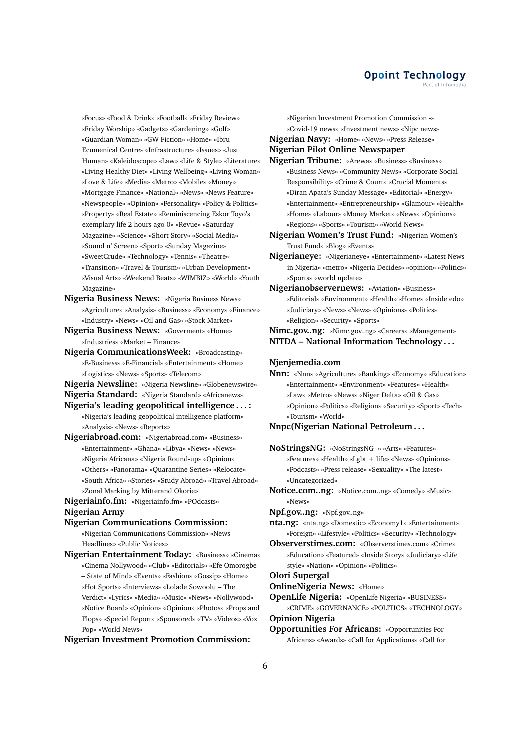«Focus» «Food & Drink» «Football» «Friday Review» «Friday Worship» «Gadgets» «Gardening» «Golf» «Guardian Woman» «GW Fiction» «Home» «Ibru Ecumenical Centre» «Infrastructure» «Issues» «Just Human» «Kaleidoscope» «Law» «Life & Style» «Literature» «Living Healthy Diet» «Living Wellbeing» «Living Woman» «Love & Life» «Media» «Metro» «Mobile» «Money» «Mortgage Finance» «National» «News» «News Feature» «Newspeople» «Opinion» «Personality» «Policy & Politics» «Property» «Real Estate» «Reminiscencing Eskor Toyo's exemplary life 2 hours ago 0» «Revue» «Saturday Magazine» «Science» «Short Story» «Social Media» «Sound n' Screen» «Sport» «Sunday Magazine» «SweetCrude» «Technology» «Tennis» «Theatre» «Transition» «Travel & Tourism» «Urban Development» «Visual Arts» «Weekend Beats» «WIMBIZ» «World» «Youth Magazine»

**Nigeria Business News:** «Nigeria Business News» «Agriculture» «Analysis» «Business» «Economy» «Finance» «Industry» «News» «Oil and Gas» «Stock Market»

**Nigeria Business News:** «Goverment» «Home» «Industries» «Market – Finance»

**Nigeria CommunicationsWeek:** «Broadcasting» «E-Business» «E-Financial» «Entertainment» «Home» «Logistics» «News» «Sports» «Telecom»

**Nigeria Newsline:** «Nigeria Newsline» «Globenewswire»

**Nigeria Standard:** «Nigeria Standard» «Africanews»

**Nigeria's leading geopolitical intelligence . . . :** «Nigeria's leading geopolitical intelligence platform» «Analysis» «News» «Reports»

**Nigeriabroad.com:** «Nigeriabroad.com» «Business» «Entertainment» «Ghana» «Libya» «News» «News» «Nigeria Africana» «Nigeria Round-up» «Opinion» «Others» «Panorama» «Quarantine Series» «Relocate» «South Africa» «Stories» «Study Abroad» «Travel Abroad» «Zonal Marking by Mitterand Okorie»

**Nigeriainfo.fm:** «Nigeriainfo.fm» «POdcasts»

**Nigerian Army**

**Nigerian Communications Commission:** «Nigerian Communications Commission» «News Headlines» «Public Notices»

**Nigerian Entertainment Today:** «Business» «Cinema» «Cinema Nollywood» «Club» «Editorials» «Efe Omorogbe – State of Mind» «Events» «Fashion» «Gossip» «Home» «Hot Sports» «Interviews» «Lolade Sowoolu – The Verdict» «Lyrics» «Media» «Music» «News» «Nollywood» «Notice Board» «Opinion» «Opinion» «Photos» «Props and Flops» «Special Report» «Sponsored» «TV» «Videos» «Vox Pop» «World News»

**Nigerian Investment Promotion Commission:** «Nigerian Investment Promotion Commission -» «Covid-19 news» «Investment news» «Nipc news»

**Nigerian Navy:** «Home» «News» «Press Release»

**Nigerian Pilot Online Newspaper**

**Nigerian Tribune:** «Arewa» «Business» «Business» «Business News» «Community News» «Corporate Social Responsibility» «Crime & Court» «Crucial Moments» «Diran Apata's Sunday Message» «Editorial» «Energy» «Entertainment» «Entrepreneurship» «Glamour» «Health» «Home» «Labour» «Money Market» «News» «Opinions» «Regions» «Sports» «Tourism» «World News»

**Nigerian Women's Trust Fund:** «Nigerian Women's Trust Fund» «Blog» «Events»

**Nigerianeye:** «Nigerianeye» «Entertainment» «Latest News in Nigeria» «metro» «Nigeria Decides» «opinion» «Politics» «Sports» «world update»

**Nigerianobservernews:** «Aviation» «Business» «Editorial» «Environment» «Health» «Home» «Inside edo» «Judiciary» «News» «News» «Opinions» «Politics» «Religion» «Security» «Sports»

**Nimc.gov..ng:** «Nimc.gov..ng» «Careers» «Management»

**NITDA – National Information Technology . . .**

**Njenjemedia.com**

**Nnn:** «Nnn» «Agriculture» «Banking» «Economy» «Education» «Entertainment» «Environment» «Features» «Health» «Law» «Metro» «News» «Niger Delta» «Oil & Gas» «Opinion» «Politics» «Religion» «Security» «Sport» «Tech» «Tourism» «World»

**Nnpc(Nigerian National Petroleum . . .**

**NoStringsNG:** «NoStringsNG -» «Arts» «Features» «Features» «Health» «Lgbt + life» «News» «Opinions» «Podcasts» «Press release» «Sexuality» «The latest» «Uncategorized»

**Notice.com..ng:** «Notice.com..ng» «Comedy» «Music» «News»

**Npf.gov..ng:** «Npf.gov..ng»

**nta.ng:** «nta.ng» «Domestic» «Economy1» «Entertainment» «Foreign» «Lifestyle» «Politics» «Security» «Technology»

**Observerstimes.com:** «Observerstimes.com» «Crime» «Education» «Featured» «Inside Story» «Judiciary» «Life style» «Nation» «Opinion» «Politics»

**Olori Supergal**

**OnlineNigeria News:** «Home»

**OpenLife Nigeria:** «OpenLife Nigeria» «BUSINESS» «CRIME» «GOVERNANCE» «POLITICS» «TECHNOLOGY»

**Opinion Nigeria**

**Opportunities For Africans:** «Opportunities For Africans» «Awards» «Call for Applications» «Call for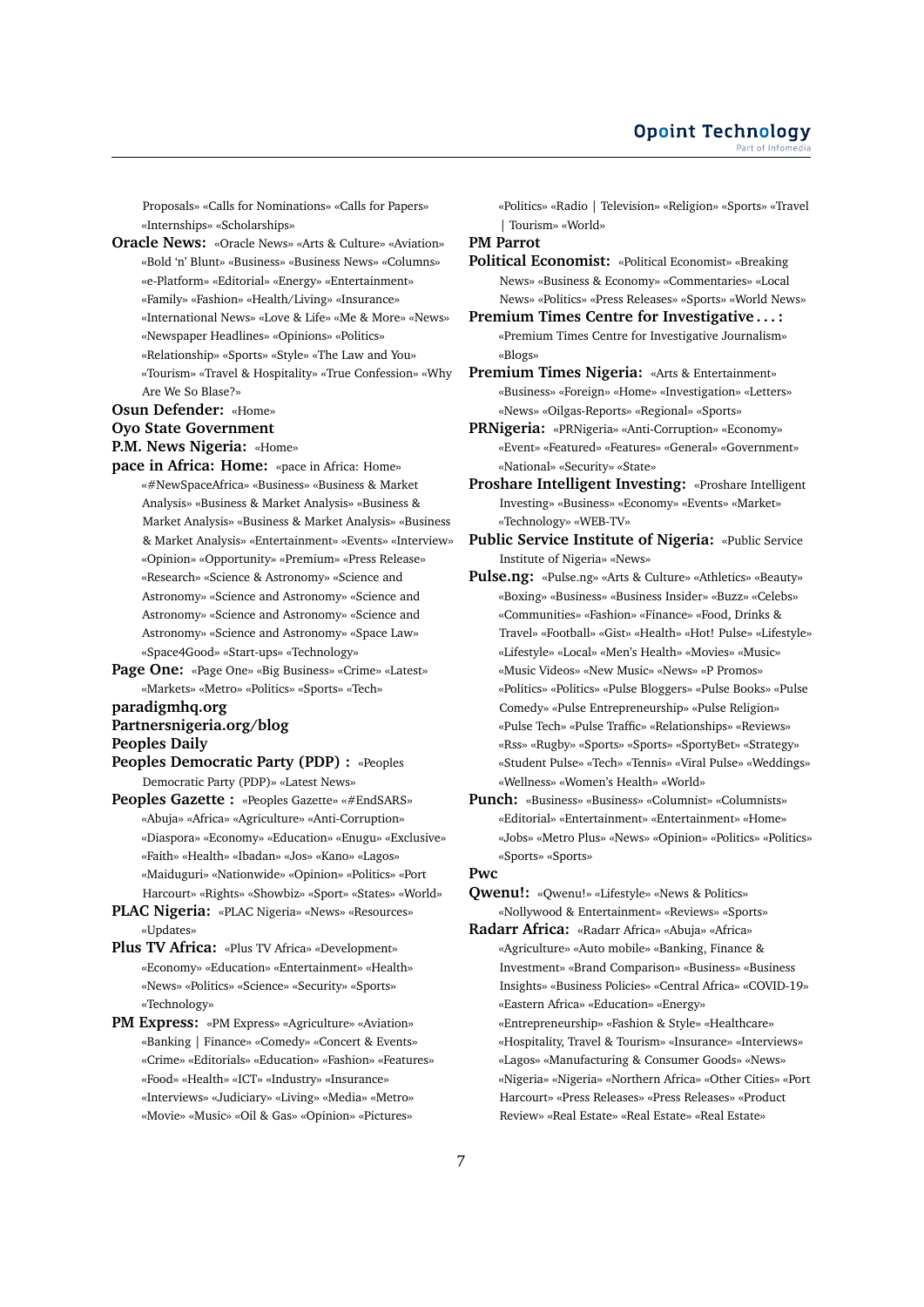Proposals» «Calls for Nominations» «Calls for Papers» «Internships» «Scholarships»

**Oracle News:** «Oracle News» «Arts & Culture» «Aviation» «Bold 'n' Blunt» «Business» «Business News» «Columns» «e-Platform» «Editorial» «Energy» «Entertainment» «Family» «Fashion» «Health/Living» «Insurance» «International News» «Love & Life» «Me & More» «News» «Newspaper Headlines» «Opinions» «Politics» «Relationship» «Sports» «Style» «The Law and You» «Tourism» «Travel & Hospitality» «True Confession» «Why Are We So Blase?»

**Osun Defender:** «Home»

**Oyo State Government**

**P.M. News Nigeria:** «Home»

**pace in Africa: Home:** «pace in Africa: Home» «#NewSpaceAfrica» «Business» «Business & Market Analysis» «Business & Market Analysis» «Business & Market Analysis» «Business & Market Analysis» «Business & Market Analysis» «Entertainment» «Events» «Interview» «Opinion» «Opportunity» «Premium» «Press Release» «Research» «Science & Astronomy» «Science and Astronomy» «Science and Astronomy» «Science and Astronomy» «Science and Astronomy» «Science and Astronomy» «Space Law» «Space4Good» «Start-ups» «Technology»

**Page One:** «Page One» «Big Business» «Crime» «Latest» «Markets» «Metro» «Politics» «Sports» «Tech»

**paradigmhq.org**

**Partnersnigeria.org/blog**

**Peoples Daily**

**Peoples Democratic Party (PDP) :** «Peoples Democratic Party (PDP)» «Latest News»

**Peoples Gazette :** «Peoples Gazette» «#EndSARS» «Abuja» «Africa» «Agriculture» «Anti-Corruption» «Diaspora» «Economy» «Education» «Enugu» «Exclusive» «Faith» «Health» «Ibadan» «Jos» «Kano» «Lagos» «Maiduguri» «Nationwide» «Opinion» «Politics» «Port Harcourt» «Rights» «Showbiz» «Sport» «States» «World»

**PLAC Nigeria:** «PLAC Nigeria» «News» «Resources» «Updates»

**Plus TV Africa:** «Plus TV Africa» «Development» «Economy» «Education» «Entertainment» «Health» «News» «Politics» «Science» «Security» «Sports» «Technology»

**PM Express:** «PM Express» «Agriculture» «Aviation» «Banking | Finance» «Comedy» «Concert & Events» «Crime» «Editorials» «Education» «Fashion» «Features» «Food» «Health» «ICT» «Industry» «Insurance» «Interviews» «Judiciary» «Living» «Media» «Metro» «Movie» «Music» «Oil & Gas» «Opinion» «Pictures» «Politics» «Radio | Television» «Religion» «Sports» «Travel | Tourism» «World»

**PM Parrot**

**Political Economist:** «Political Economist» «Breaking News» «Business & Economy» «Commentaries» «Local News» «Politics» «Press Releases» «Sports» «World News»

**Premium Times Centre for Investigative . . . :** «Premium Times Centre for Investigative Journalism» «Blogs»

**Premium Times Nigeria:** «Arts & Entertainment» «Business» «Foreign» «Home» «Investigation» «Letters» «News» «Oilgas-Reports» «Regional» «Sports»

**PRNigeria:** «PRNigeria» «Anti-Corruption» «Economy» «Event» «Featured» «Features» «General» «Government» «National» «Security» «State»

**Proshare Intelligent Investing:** «Proshare Intelligent Investing» «Business» «Economy» «Events» «Market» «Technology» «WEB-TV»

**Public Service Institute of Nigeria:** «Public Service Institute of Nigeria» «News»

**Pulse.ng:** «Pulse.ng» «Arts & Culture» «Athletics» «Beauty» «Boxing» «Business» «Business Insider» «Buzz» «Celebs» «Communities» «Fashion» «Finance» «Food, Drinks & Travel» «Football» «Gist» «Health» «Hot! Pulse» «Lifestyle» «Lifestyle» «Local» «Men's Health» «Movies» «Music» «Music Videos» «New Music» «News» «P Promos» «Politics» «Politics» «Pulse Bloggers» «Pulse Books» «Pulse Comedy» «Pulse Entrepreneurship» «Pulse Religion» «Pulse Tech» «Pulse Traffic» «Relationships» «Reviews» «Rss» «Rugby» «Sports» «Sports» «SportyBet» «Strategy» «Student Pulse» «Tech» «Tennis» «Viral Pulse» «Weddings» «Wellness» «Women's Health» «World»

**Punch:** «Business» «Business» «Columnist» «Columnists» «Editorial» «Entertainment» «Entertainment» «Home» «Jobs» «Metro Plus» «News» «Opinion» «Politics» «Politics» «Sports» «Sports»

**Pwc**

**Qwenu!:** «Qwenu!» «Lifestyle» «News & Politics» «Nollywood & Entertainment» «Reviews» «Sports»

**Radarr Africa:** «Radarr Africa» «Abuja» «Africa» «Agriculture» «Auto mobile» «Banking, Finance & Investment» «Brand Comparison» «Business» «Business Insights» «Business Policies» «Central Africa» «COVID-19» «Eastern Africa» «Education» «Energy» «Entrepreneurship» «Fashion & Style» «Healthcare» «Hospitality, Travel & Tourism» «Insurance» «Interviews» «Lagos» «Manufacturing & Consumer Goods» «News» «Nigeria» «Nigeria» «Northern Africa» «Other Cities» «Port Harcourt» «Press Releases» «Press Releases» «Product Review» «Real Estate» «Real Estate» «Real Estate»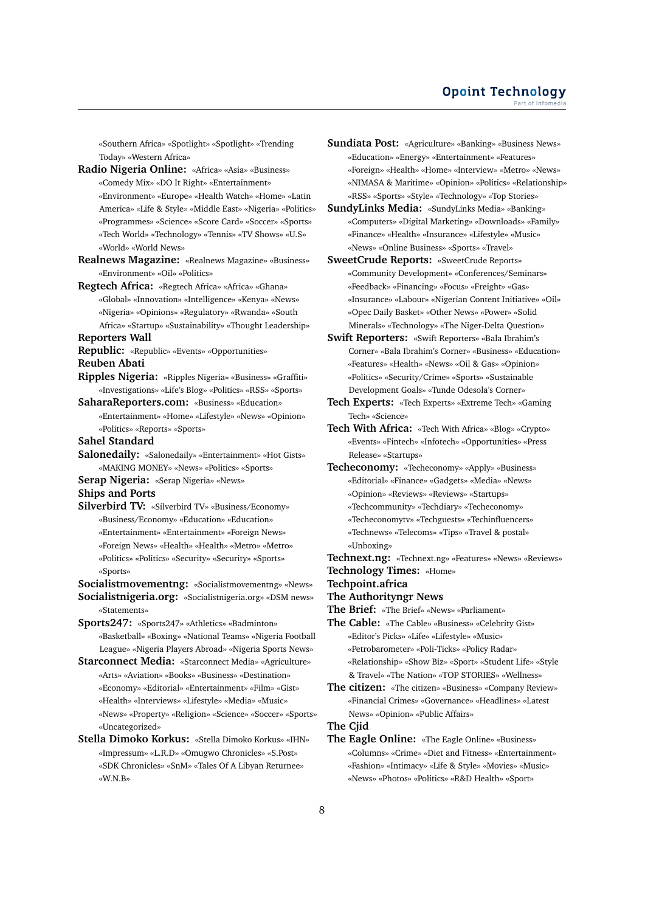«Southern Africa» «Spotlight» «Spotlight» «Trending Today» «Western Africa»

**Radio Nigeria Online:** «Africa» «Asia» «Business» «Comedy Mix» «DO It Right» «Entertainment» «Environment» «Europe» «Health Watch» «Home» «Latin America» «Life & Style» «Middle East» «Nigeria» «Politics» «Programmes» «Science» «Score Card» «Soccer» «Sports» «Tech World» «Technology» «Tennis» «TV Shows» «U.S» «World» «World News»

**Realnews Magazine:** «Realnews Magazine» «Business» «Environment» «Oil» «Politics»

**Regtech Africa:** «Regtech Africa» «Africa» «Ghana» «Global» «Innovation» «Intelligence» «Kenya» «News» «Nigeria» «Opinions» «Regulatory» «Rwanda» «South Africa» «Startup» «Sustainability» «Thought Leadership»

**Reporters Wall**

**Republic:** «Republic» «Events» «Opportunities»

**Reuben Abati**

**Ripples Nigeria:** «Ripples Nigeria» «Business» «Graffiti» «Investigations» «Life's Blog» «Politics» «RSS» «Sports»

**SaharaReporters.com:** «Business» «Education» «Entertainment» «Home» «Lifestyle» «News» «Opinion» «Politics» «Reports» «Sports»

**Sahel Standard**

**Salonedaily:** «Salonedaily» «Entertainment» «Hot Gists» «MAKING MONEY» «News» «Politics» «Sports»

**Serap Nigeria:** «Serap Nigeria» «News»

**Ships and Ports**

**Silverbird TV:** «Silverbird TV» «Business/Economy» «Business/Economy» «Education» «Education» «Entertainment» «Entertainment» «Foreign News» «Foreign News» «Health» «Health» «Metro» «Metro» «Politics» «Politics» «Security» «Security» «Sports» «Sports»

**Socialistmovementng:** «Socialistmovementng» «News»

**Socialistnigeria.org:** «Socialistnigeria.org» «DSM news» «Statements»

**Sports247:** «Sports247» «Athletics» «Badminton» «Basketball» «Boxing» «National Teams» «Nigeria Football League» «Nigeria Players Abroad» «Nigeria Sports News»

**Starconnect Media:** «Starconnect Media» «Agriculture» «Arts» «Aviation» «Books» «Business» «Destination» «Economy» «Editorial» «Entertainment» «Film» «Gist» «Health» «Interviews» «Lifestyle» «Media» «Music» «News» «Property» «Religion» «Science» «Soccer» «Sports» «Uncategorized»

**Stella Dimoko Korkus:** «Stella Dimoko Korkus» «IHN» «Impressum» «L.R.D» «Omugwo Chronicles» «S.Post» «SDK Chronicles» «SnM» «Tales Of A Libyan Returnee» «W.N.B»

**Sundiata Post:** «Agriculture» «Banking» «Business News» «Education» «Energy» «Entertainment» «Features» «Foreign» «Health» «Home» «Interview» «Metro» «News» «NIMASA & Maritime» «Opinion» «Politics» «Relationship» «RSS» «Sports» «Style» «Technology» «Top Stories»

**SundyLinks Media:** «SundyLinks Media» «Banking» «Computers» «Digital Marketing» «Downloads» «Family» «Finance» «Health» «Insurance» «Lifestyle» «Music» «News» «Online Business» «Sports» «Travel»

**SweetCrude Reports:** «SweetCrude Reports» «Community Development» «Conferences/Seminars» «Feedback» «Financing» «Focus» «Freight» «Gas» «Insurance» «Labour» «Nigerian Content Initiative» «Oil» «Opec Daily Basket» «Other News» «Power» «Solid Minerals» «Technology» «The Niger-Delta Question»

**Swift Reporters:** «Swift Reporters» «Bala Ibrahim's Corner» «Bala Ibrahim's Corner» «Business» «Education» «Features» «Health» «News» «Oil & Gas» «Opinion» «Politics» «Security/Crime» «Sports» «Sustainable Development Goals» «Tunde Odesola's Corner»

**Tech Experts:** «Tech Experts» «Extreme Tech» «Gaming Tech» «Science»

**Tech With Africa:** «Tech With Africa» «Blog» «Crypto» «Events» «Fintech» «Infotech» «Opportunities» «Press Release» «Startups»

**Techeconomy:** «Techeconomy» «Apply» «Business» «Editorial» «Finance» «Gadgets» «Media» «News» «Opinion» «Reviews» «Reviews» «Startups» «Techcommunity» «Techdiary» «Techeconomy» «Techeconomytv» «Techguests» «Techinfluencers» «Technews» «Telecoms» «Tips» «Travel & postal» «Unboxing»

**Technext.ng:** «Technext.ng» «Features» «News» «Reviews»

**Technology Times:** «Home»

**Techpoint.africa**

**The Authorityngr News**

**The Brief:** «The Brief» «News» «Parliament»

**The Cable:** «The Cable» «Business» «Celebrity Gist» «Editor's Picks» «Life» «Lifestyle» «Music» «Petrobarometer» «Poli-Ticks» «Policy Radar» «Relationship» «Show Biz» «Sport» «Student Life» «Style & Travel» «The Nation» «TOP STORIES» «Wellness»

**The citizen:** «The citizen» «Business» «Company Review» «Financial Crimes» «Governance» «Headlines» «Latest News» «Opinion» «Public Affairs»

**The Cjid**

**The Eagle Online:** «The Eagle Online» «Business» «Columns» «Crime» «Diet and Fitness» «Entertainment» «Fashion» «Intimacy» «Life & Style» «Movies» «Music» «News» «Photos» «Politics» «R&D Health» «Sport»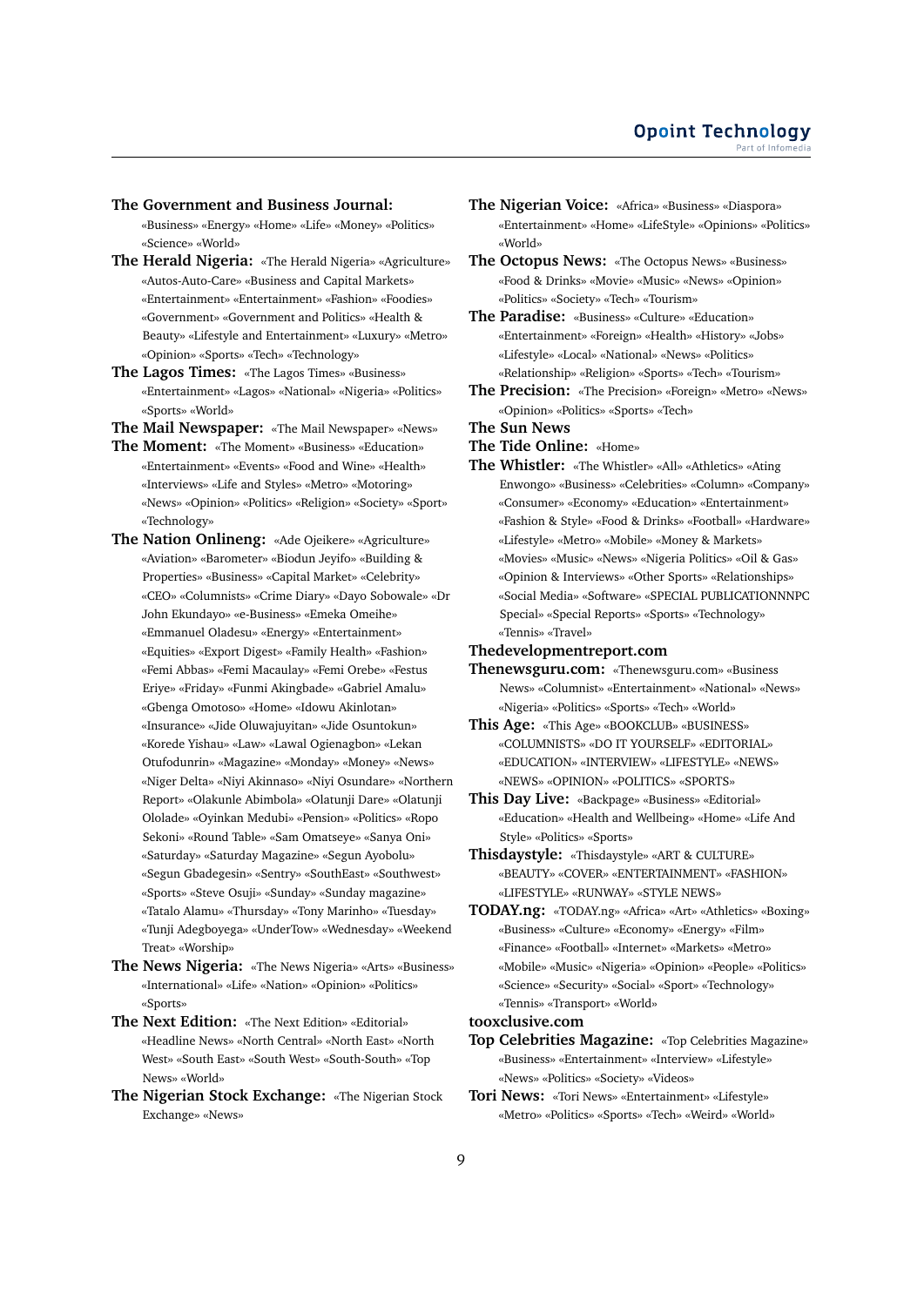**The Government and Business Journal:** «Business» «Energy» «Home» «Life» «Money» «Politics» «Science» «World»

**The Herald Nigeria:** «The Herald Nigeria» «Agriculture» «Autos-Auto-Care» «Business and Capital Markets» «Entertainment» «Entertainment» «Fashion» «Foodies» «Government» «Government and Politics» «Health & Beauty» «Lifestyle and Entertainment» «Luxury» «Metro» «Opinion» «Sports» «Tech» «Technology»

**The Lagos Times:** «The Lagos Times» «Business» «Entertainment» «Lagos» «National» «Nigeria» «Politics» «Sports» «World»

**The Mail Newspaper:** «The Mail Newspaper» «News»

**The Moment:** «The Moment» «Business» «Education» «Entertainment» «Events» «Food and Wine» «Health» «Interviews» «Life and Styles» «Metro» «Motoring» «News» «Opinion» «Politics» «Religion» «Society» «Sport» «Technology»

**The Nation Onlineng:** «Ade Ojeikere» «Agriculture» «Aviation» «Barometer» «Biodun Jeyifo» «Building & Properties» «Business» «Capital Market» «Celebrity» «CEO» «Columnists» «Crime Diary» «Dayo Sobowale» «Dr John Ekundayo» «e-Business» «Emeka Omeihe» «Emmanuel Oladesu» «Energy» «Entertainment» «Equities» «Export Digest» «Family Health» «Fashion» «Femi Abbas» «Femi Macaulay» «Femi Orebe» «Festus Eriye» «Friday» «Funmi Akingbade» «Gabriel Amalu» «Gbenga Omotoso» «Home» «Idowu Akinlotan» «Insurance» «Jide Oluwajuyitan» «Jide Osuntokun» «Korede Yishau» «Law» «Lawal Ogienagbon» «Lekan Otufodunrin» «Magazine» «Monday» «Money» «News» «Niger Delta» «Niyi Akinnaso» «Niyi Osundare» «Northern Report» «Olakunle Abimbola» «Olatunji Dare» «Olatunji Ololade» «Oyinkan Medubi» «Pension» «Politics» «Ropo Sekoni» «Round Table» «Sam Omatseye» «Sanya Oni» «Saturday» «Saturday Magazine» «Segun Ayobolu» «Segun Gbadegesin» «Sentry» «SouthEast» «Southwest» «Sports» «Steve Osuji» «Sunday» «Sunday magazine» «Tatalo Alamu» «Thursday» «Tony Marinho» «Tuesday» «Tunji Adegboyega» «UnderTow» «Wednesday» «Weekend Treat» «Worship»

**The News Nigeria:** «The News Nigeria» «Arts» «Business» «International» «Life» «Nation» «Opinion» «Politics» «Sports»

**The Next Edition:** «The Next Edition» «Editorial» «Headline News» «North Central» «North East» «North West» «South East» «South West» «South-South» «Top News» «World»

**The Nigerian Stock Exchange:** «The Nigerian Stock Exchange» «News»

**The Nigerian Voice:** «Africa» «Business» «Diaspora» «Entertainment» «Home» «LifeStyle» «Opinions» «Politics» «World»

**The Octopus News:** «The Octopus News» «Business» «Food & Drinks» «Movie» «Music» «News» «Opinion» «Politics» «Society» «Tech» «Tourism»

**The Paradise:** «Business» «Culture» «Education» «Entertainment» «Foreign» «Health» «History» «Jobs» «Lifestyle» «Local» «National» «News» «Politics» «Relationship» «Religion» «Sports» «Tech» «Tourism»

**The Precision:** «The Precision» «Foreign» «Metro» «News» «Opinion» «Politics» «Sports» «Tech»

**The Sun News**

**The Tide Online:** «Home»

**The Whistler:** «The Whistler» «All» «Athletics» «Ating Enwongo» «Business» «Celebrities» «Column» «Company» «Consumer» «Economy» «Education» «Entertainment» «Fashion & Style» «Food & Drinks» «Football» «Hardware» «Lifestyle» «Metro» «Mobile» «Money & Markets» «Movies» «Music» «News» «Nigeria Politics» «Oil & Gas» «Opinion & Interviews» «Other Sports» «Relationships» «Social Media» «Software» «SPECIAL PUBLICATIONNNPC Special» «Special Reports» «Sports» «Technology» «Tennis» «Travel»

**Thedevelopmentreport.com**

**Thenewsguru.com:** «Thenewsguru.com» «Business News» «Columnist» «Entertainment» «National» «News» «Nigeria» «Politics» «Sports» «Tech» «World»

**This Age:** «This Age» «BOOKCLUB» «BUSINESS» «COLUMNISTS» «DO IT YOURSELF» «EDITORIAL» «EDUCATION» «INTERVIEW» «LIFESTYLE» «NEWS» «NEWS» «OPINION» «POLITICS» «SPORTS»

**This Day Live:** «Backpage» «Business» «Editorial» «Education» «Health and Wellbeing» «Home» «Life And Style» «Politics» «Sports»

**Thisdaystyle:** «Thisdaystyle» «ART & CULTURE» «BEAUTY» «COVER» «ENTERTAINMENT» «FASHION» «LIFESTYLE» «RUNWAY» «STYLE NEWS»

**TODAY.ng:** «TODAY.ng» «Africa» «Art» «Athletics» «Boxing» «Business» «Culture» «Economy» «Energy» «Film» «Finance» «Football» «Internet» «Markets» «Metro» «Mobile» «Music» «Nigeria» «Opinion» «People» «Politics» «Science» «Security» «Social» «Sport» «Technology» «Tennis» «Transport» «World»

**tooxclusive.com**

**Top Celebrities Magazine:** «Top Celebrities Magazine» «Business» «Entertainment» «Interview» «Lifestyle» «News» «Politics» «Society» «Videos»

**Tori News:** «Tori News» «Entertainment» «Lifestyle» «Metro» «Politics» «Sports» «Tech» «Weird» «World»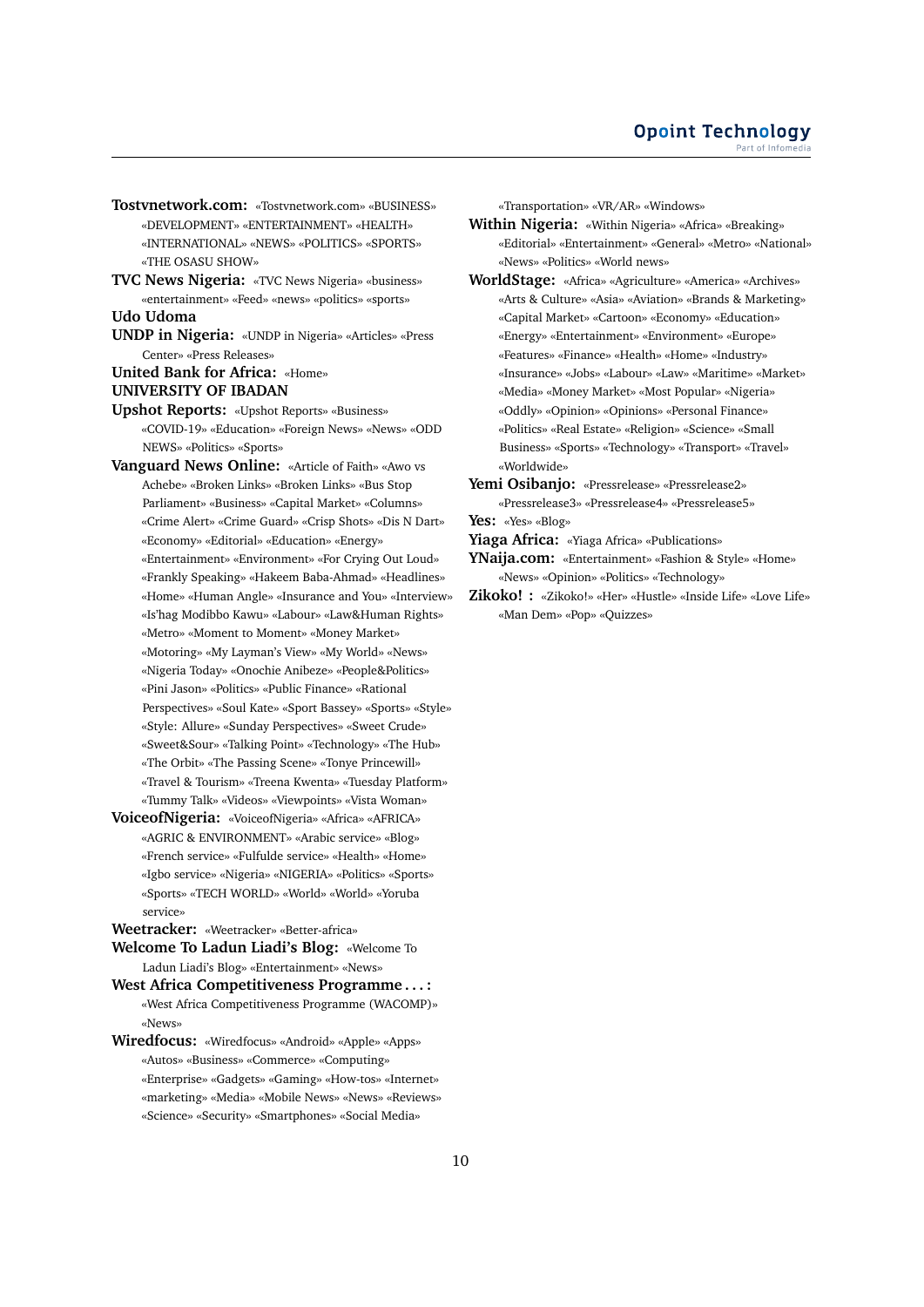**Tostvnetwork.com:** «Tostvnetwork.com» «BUSINESS» «DEVELOPMENT» «ENTERTAINMENT» «HEALTH» «INTERNATIONAL» «NEWS» «POLITICS» «SPORTS» «THE OSASU SHOW»

**TVC News Nigeria:** «TVC News Nigeria» «business» «entertainment» «Feed» «news» «politics» «sports»

**Udo Udoma**

**UNDP in Nigeria:** «UNDP in Nigeria» «Articles» «Press Center» «Press Releases»

**United Bank for Africa:** «Home»

**UNIVERSITY OF IBADAN**

**Upshot Reports:** «Upshot Reports» «Business» «COVID-19» «Education» «Foreign News» «News» «ODD NEWS» «Politics» «Sports»

**Vanguard News Online:** «Article of Faith» «Awo vs Achebe» «Broken Links» «Broken Links» «Bus Stop Parliament» «Business» «Capital Market» «Columns» «Crime Alert» «Crime Guard» «Crisp Shots» «Dis N Dart» «Economy» «Editorial» «Education» «Energy» «Entertainment» «Environment» «For Crying Out Loud» «Frankly Speaking» «Hakeem Baba-Ahmad» «Headlines» «Home» «Human Angle» «Insurance and You» «Interview» «Is'hag Modibbo Kawu» «Labour» «Law&Human Rights» «Metro» «Moment to Moment» «Money Market» «Motoring» «My Layman's View» «My World» «News» «Nigeria Today» «Onochie Anibeze» «People&Politics» «Pini Jason» «Politics» «Public Finance» «Rational Perspectives» «Soul Kate» «Sport Bassey» «Sports» «Style» «Style: Allure» «Sunday Perspectives» «Sweet Crude» «Sweet&Sour» «Talking Point» «Technology» «The Hub» «The Orbit» «The Passing Scene» «Tonye Princewill» «Travel & Tourism» «Treena Kwenta» «Tuesday Platform» «Tummy Talk» «Videos» «Viewpoints» «Vista Woman»

**VoiceofNigeria:** «VoiceofNigeria» «Africa» «AFRICA» «AGRIC & ENVIRONMENT» «Arabic service» «Blog» «French service» «Fulfulde service» «Health» «Home» «Igbo service» «Nigeria» «NIGERIA» «Politics» «Sports» «Sports» «TECH WORLD» «World» «World» «Yoruba service»

**Weetracker:** «Weetracker» «Better-africa»

**Welcome To Ladun Liadi's Blog:** «Welcome To Ladun Liadi's Blog» «Entertainment» «News»

**West Africa Competitiveness Programme . . . :** «West Africa Competitiveness Programme (WACOMP)» «News»

**Wiredfocus:** «Wiredfocus» «Android» «Apple» «Apps» «Autos» «Business» «Commerce» «Computing» «Enterprise» «Gadgets» «Gaming» «How-tos» «Internet» «marketing» «Media» «Mobile News» «News» «Reviews» «Science» «Security» «Smartphones» «Social Media» «Transportation» «VR/AR» «Windows»

**Within Nigeria:** «Within Nigeria» «Africa» «Breaking» «Editorial» «Entertainment» «General» «Metro» «National» «News» «Politics» «World news»

**WorldStage:** «Africa» «Agriculture» «America» «Archives» «Arts & Culture» «Asia» «Aviation» «Brands & Marketing» «Capital Market» «Cartoon» «Economy» «Education» «Energy» «Entertainment» «Environment» «Europe» «Features» «Finance» «Health» «Home» «Industry» «Insurance» «Jobs» «Labour» «Law» «Maritime» «Market» «Media» «Money Market» «Most Popular» «Nigeria» «Oddly» «Opinion» «Opinions» «Personal Finance» «Politics» «Real Estate» «Religion» «Science» «Small Business» «Sports» «Technology» «Transport» «Travel» «Worldwide»

**Yemi Osibanjo:** «Pressrelease» «Pressrelease2» «Pressrelease3» «Pressrelease4» «Pressrelease5»

**Yes:** «Yes» «Blog»

**Yiaga Africa:** «Yiaga Africa» «Publications»

**YNaija.com:** «Entertainment» «Fashion & Style» «Home» «News» «Opinion» «Politics» «Technology»

**Zikoko! :** «Zikoko!» «Her» «Hustle» «Inside Life» «Love Life» «Man Dem» «Pop» «Quizzes»